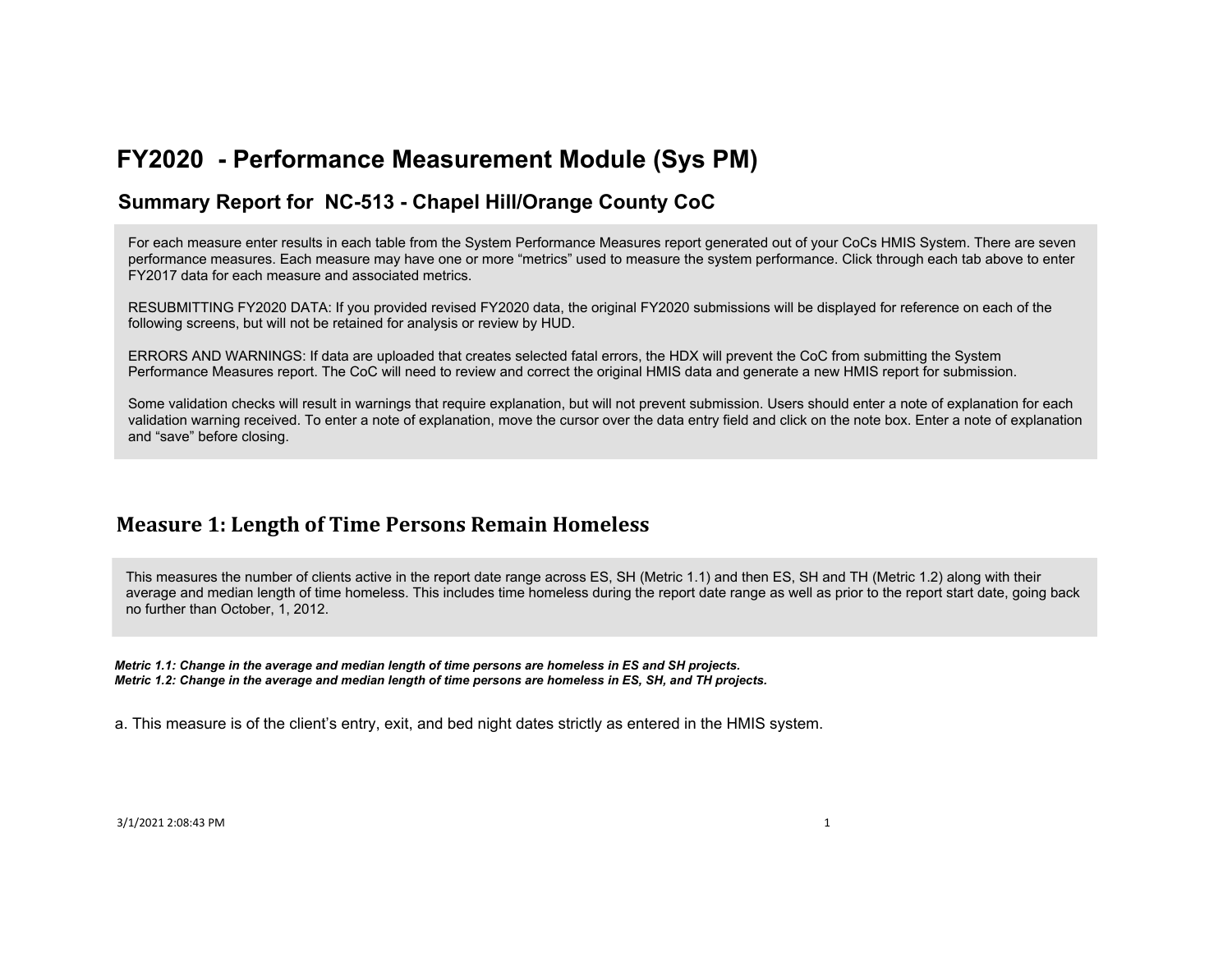# FY2020 - Performance Measurement Module (Sys PM)

## Summary Report for NC-513 - Chapel Hill/Orange County CoC

For each measure enter results in each table from the System Performance Measures report generated out of your CoCs HMIS System. There are seven performance measures. Each measure may have one or more "metrics" used to measure the system performance. Click through each tab above to enter FY2017 data for each measure and associated metrics.

RESUBMITTING FY2020 DATA: If you provided revised FY2020 data, the original FY2020 submissions will be displayed for reference on each of the following screens, but will not be retained for analysis or review by HUD.

ERRORS AND WARNINGS: If data are uploaded that creates selected fatal errors, the HDX will prevent the CoC from submitting the System Performance Measures report. The CoC will need to review and correct the original HMIS data and generate a new HMIS report for submission.

Some validation checks will result in warnings that require explanation, but will not prevent submission. Users should enter a note of explanation for each validation warning received. To enter a note of explanation, move the cursor over the data entry field and click on the note box. Enter a note of explanation and "save" before closing.

## Measure 1: Length of Time Persons Remain Homeless

This measures the number of clients active in the report date range across ES, SH (Metric 1.1) and then ES, SH and TH (Metric 1.2) along with their average and median length of time homeless. This includes time homeless during the report date range as well as prior to the report start date, going back no further than October, 1, 2012.

***Metric 1.1: Change in the average and median length of time persons are homeless in ES and SH projects.***
***Metric 1.2: Change in the average and median length of time persons are homeless in ES, SH, and TH projects.***

a. This measure is of the client's entry, exit, and bed night dates strictly as entered in the HMIS system.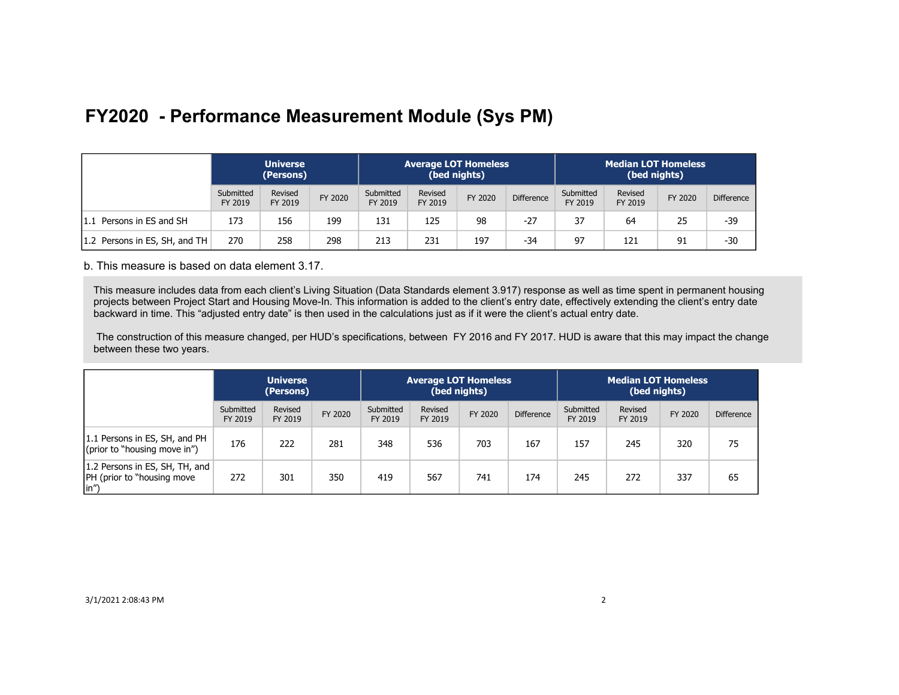# FY2020 - Performance Measurement Module (Sys PM)

| | Universe (Persons) | | | Average LOT Homeless (bed nights) | | | | Median LOT Homeless (bed nights) | | | |
|---|---|---|---|---|---|---|---|---|---|---|---|
| | Submitted FY 2019 | Revised FY 2019 | FY 2020 | Submitted FY 2019 | Revised FY 2019 | FY 2020 | Difference | Submitted FY 2019 | Revised FY 2019 | FY 2020 | Difference |
| 1.1 Persons in ES and SH | 173 | 156 | 199 | 131 | 125 | 98 | -27 | 37 | 64 | 25 | -39 |
| 1.2 Persons in ES, SH, and TH | 270 | 258 | 298 | 213 | 231 | 197 | -34 | 97 | 121 | 91 | -30 |

b. This measure is based on data element 3.17.

This measure includes data from each client's Living Situation (Data Standards element 3.917) response as well as time spent in permanent housing projects between Project Start and Housing Move-In. This information is added to the client's entry date, effectively extending the client's entry date backward in time. This "adjusted entry date" is then used in the calculations just as if it were the client's actual entry date.

The construction of this measure changed, per HUD's specifications, between FY 2016 and FY 2017. HUD is aware that this may impact the change between these two years.

| | Universe (Persons) | | | Average LOT Homeless (bed nights) | | | | Median LOT Homeless (bed nights) | | | |
|---|---|---|---|---|---|---|---|---|---|---|---|
| | Submitted FY 2019 | Revised FY 2019 | FY 2020 | Submitted FY 2019 | Revised FY 2019 | FY 2020 | Difference | Submitted FY 2019 | Revised FY 2019 | FY 2020 | Difference |
| 1.1 Persons in ES, SH, and PH (prior to "housing move in") | 176 | 222 | 281 | 348 | 536 | 703 | 167 | 157 | 245 | 320 | 75 |
| 1.2 Persons in ES, SH, TH, and PH (prior to "housing move in") | 272 | 301 | 350 | 419 | 567 | 741 | 174 | 245 | 272 | 337 | 65 |

3/1/2021 2:08:43 PM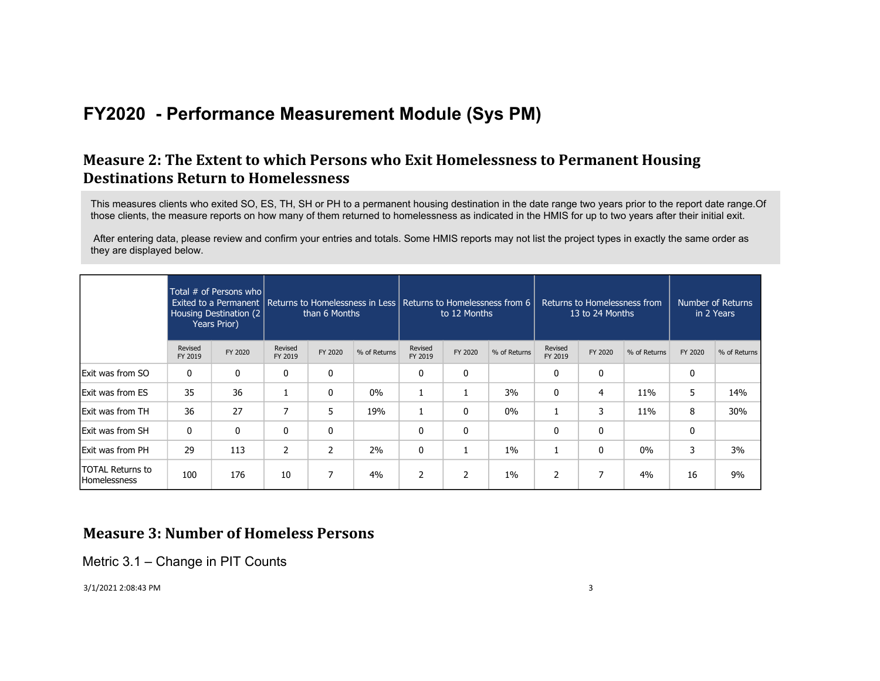# FY2020 - Performance Measurement Module (Sys PM)

## Measure 2: The Extent to which Persons who Exit Homelessness to Permanent Housing Destinations Return to Homelessness

This measures clients who exited SO, ES, TH, SH or PH to a permanent housing destination in the date range two years prior to the report date range.Of those clients, the measure reports on how many of them returned to homelessness as indicated in the HMIS for up to two years after their initial exit.

After entering data, please review and confirm your entries and totals. Some HMIS reports may not list the project types in exactly the same order as they are displayed below.

| | Total # of Persons who Exited to a Permanent Housing Destination (2 Years Prior) | | Returns to Homelessness in Less than 6 Months | | | Returns to Homelessness from 6 to 12 Months | | | Returns to Homelessness from 13 to 24 Months | | | Number of Returns in 2 Years | |
|---|---|---|---|---|---|---|---|---|---|---|---|---|---|
| | Revised FY 2019 | FY 2020 | Revised FY 2019 | FY 2020 | % of Returns | Revised FY 2019 | FY 2020 | % of Returns | Revised FY 2019 | FY 2020 | % of Returns | FY 2020 | % of Returns |
| Exit was from SO | 0 | 0 | 0 | 0 | | 0 | 0 | | 0 | 0 | | 0 | |
| Exit was from ES | 35 | 36 | 1 | 0 | 0% | 1 | 1 | 3% | 0 | 4 | 11% | 5 | 14% |
| Exit was from TH | 36 | 27 | 7 | 5 | 19% | 1 | 0 | 0% | 1 | 3 | 11% | 8 | 30% |
| Exit was from SH | 0 | 0 | 0 | 0 | | 0 | 0 | | 0 | 0 | | 0 | |
| Exit was from PH | 29 | 113 | 2 | 2 | 2% | 0 | 1 | 1% | 1 | 0 | 0% | 3 | 3% |
| TOTAL Returns to Homelessness | 100 | 176 | 10 | 7 | 4% | 2 | 2 | 1% | 2 | 7 | 4% | 16 | 9% |

## Measure 3: Number of Homeless Persons

Metric 3.1 – Change in PIT Counts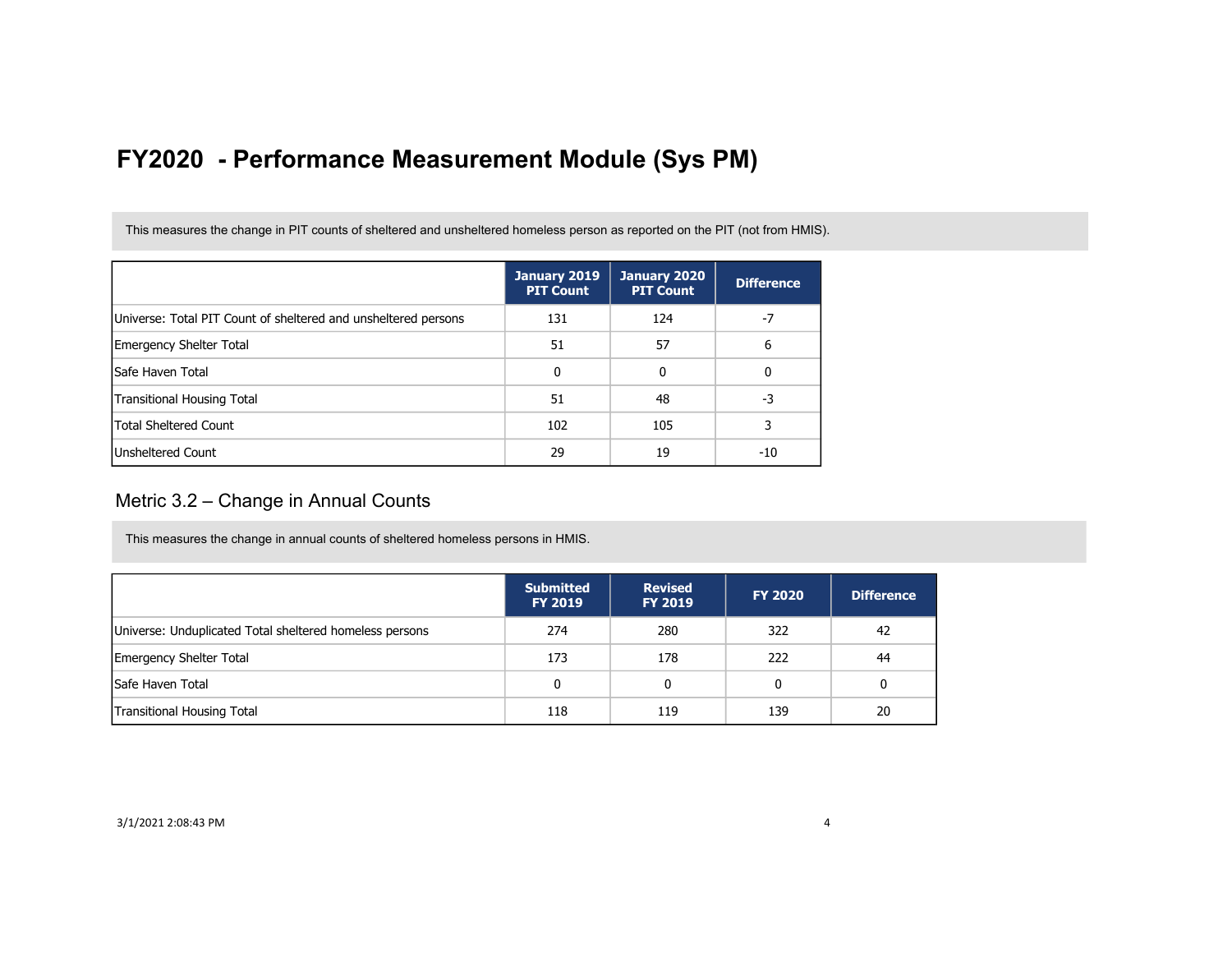# FY2020 - Performance Measurement Module (Sys PM)

This measures the change in PIT counts of sheltered and unsheltered homeless person as reported on the PIT (not from HMIS).

| | January 2019 PIT Count | January 2020 PIT Count | Difference |
|---|---|---|---|
| Universe: Total PIT Count of sheltered and unsheltered persons | 131 | 124 | -7 |
| Emergency Shelter Total | 51 | 57 | 6 |
| Safe Haven Total | 0 | 0 | 0 |
| Transitional Housing Total | 51 | 48 | -3 |
| Total Sheltered Count | 102 | 105 | 3 |
| Unsheltered Count | 29 | 19 | -10 |

## Metric 3.2 – Change in Annual Counts

This measures the change in annual counts of sheltered homeless persons in HMIS.

| | Submitted FY 2019 | Revised FY 2019 | FY 2020 | Difference |
|---|---|---|---|---|
| Universe: Unduplicated Total sheltered homeless persons | 274 | 280 | 322 | 42 |
| Emergency Shelter Total | 173 | 178 | 222 | 44 |
| Safe Haven Total | 0 | 0 | 0 | 0 |
| Transitional Housing Total | 118 | 119 | 139 | 20 |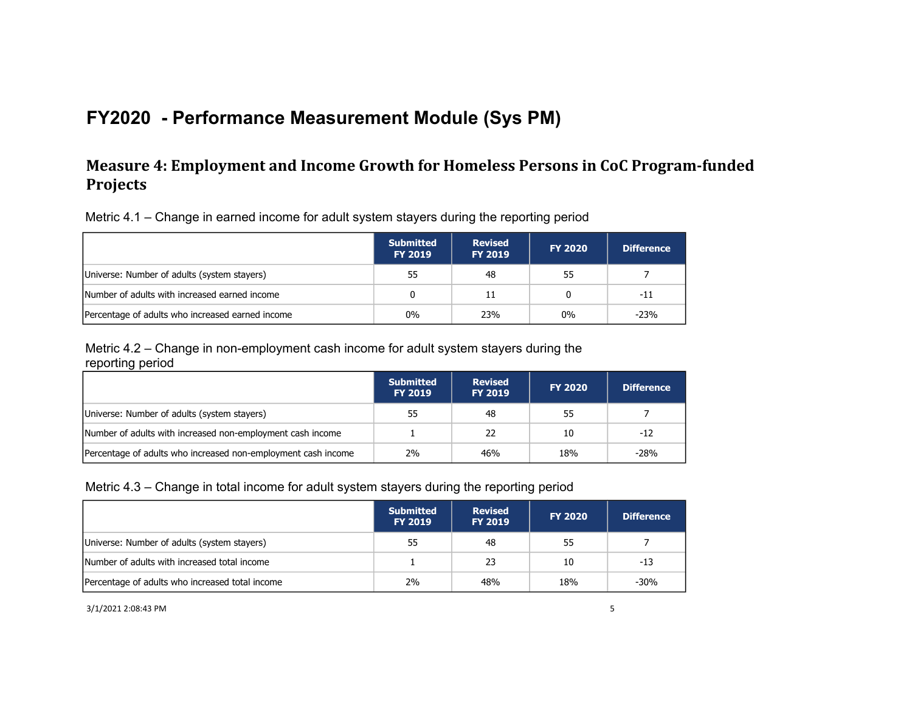# FY2020 - Performance Measurement Module (Sys PM)

## Measure 4: Employment and Income Growth for Homeless Persons in CoC Program-funded Projects

Metric 4.1 – Change in earned income for adult system stayers during the reporting period

| | Submitted FY 2019 | Revised FY 2019 | FY 2020 | Difference |
|---|---|---|---|---|
| Universe: Number of adults (system stayers) | 55 | 48 | 55 | 7 |
| Number of adults with increased earned income | 0 | 11 | 0 | -11 |
| Percentage of adults who increased earned income | 0% | 23% | 0% | -23% |

Metric 4.2 – Change in non-employment cash income for adult system stayers during the reporting period

| | Submitted FY 2019 | Revised FY 2019 | FY 2020 | Difference |
|---|---|---|---|---|
| Universe: Number of adults (system stayers) | 55 | 48 | 55 | 7 |
| Number of adults with increased non-employment cash income | 1 | 22 | 10 | -12 |
| Percentage of adults who increased non-employment cash income | 2% | 46% | 18% | -28% |

Metric 4.3 – Change in total income for adult system stayers during the reporting period

| | Submitted FY 2019 | Revised FY 2019 | FY 2020 | Difference |
|---|---|---|---|---|
| Universe: Number of adults (system stayers) | 55 | 48 | 55 | 7 |
| Number of adults with increased total income | 1 | 23 | 10 | -13 |
| Percentage of adults who increased total income | 2% | 48% | 18% | -30% |

3/1/2021 2:08:43 PM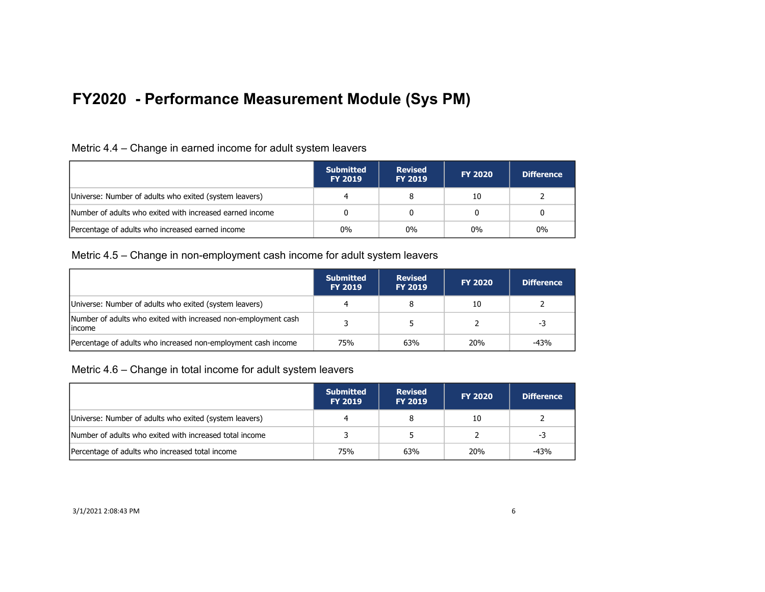# FY2020 - Performance Measurement Module (Sys PM)

## Metric 4.4 – Change in earned income for adult system leavers

| | Submitted FY 2019 | Revised FY 2019 | FY 2020 | Difference |
|---|---|---|---|---|
| Universe: Number of adults who exited (system leavers) | 4 | 8 | 10 | 2 |
| Number of adults who exited with increased earned income | 0 | 0 | 0 | 0 |
| Percentage of adults who increased earned income | 0% | 0% | 0% | 0% |

## Metric 4.5 – Change in non-employment cash income for adult system leavers

| | Submitted FY 2019 | Revised FY 2019 | FY 2020 | Difference |
|---|---|---|---|---|
| Universe: Number of adults who exited (system leavers) | 4 | 8 | 10 | 2 |
| Number of adults who exited with increased non-employment cash income | 3 | 5 | 2 | -3 |
| Percentage of adults who increased non-employment cash income | 75% | 63% | 20% | -43% |

## Metric 4.6 – Change in total income for adult system leavers

| | Submitted FY 2019 | Revised FY 2019 | FY 2020 | Difference |
|---|---|---|---|---|
| Universe: Number of adults who exited (system leavers) | 4 | 8 | 10 | 2 |
| Number of adults who exited with increased total income | 3 | 5 | 2 | -3 |
| Percentage of adults who increased total income | 75% | 63% | 20% | -43% |

3/1/2021 2:08:43 PM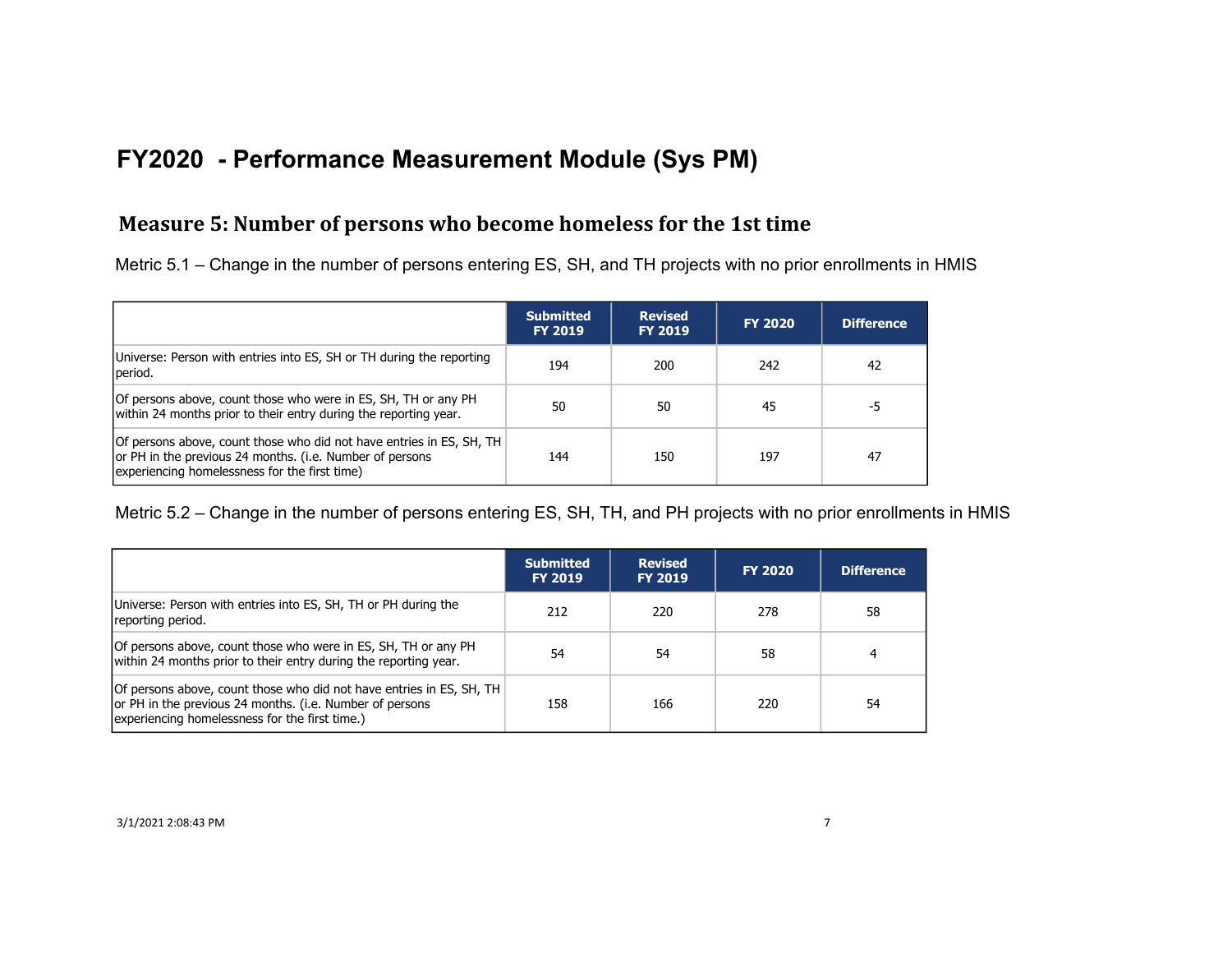# FY2020 - Performance Measurement Module (Sys PM)

## Measure 5: Number of persons who become homeless for the 1st time

Metric 5.1 – Change in the number of persons entering ES, SH, and TH projects with no prior enrollments in HMIS

| | Submitted FY 2019 | Revised FY 2019 | FY 2020 | Difference |
|---|---|---|---|---|
| Universe: Person with entries into ES, SH or TH during the reporting period. | 194 | 200 | 242 | 42 |
| Of persons above, count those who were in ES, SH, TH or any PH within 24 months prior to their entry during the reporting year. | 50 | 50 | 45 | -5 |
| Of persons above, count those who did not have entries in ES, SH, TH or PH in the previous 24 months. (i.e. Number of persons experiencing homelessness for the first time) | 144 | 150 | 197 | 47 |

Metric 5.2 – Change in the number of persons entering ES, SH, TH, and PH projects with no prior enrollments in HMIS

| | Submitted FY 2019 | Revised FY 2019 | FY 2020 | Difference |
|---|---|---|---|---|
| Universe: Person with entries into ES, SH, TH or PH during the reporting period. | 212 | 220 | 278 | 58 |
| Of persons above, count those who were in ES, SH, TH or any PH within 24 months prior to their entry during the reporting year. | 54 | 54 | 58 | 4 |
| Of persons above, count those who did not have entries in ES, SH, TH or PH in the previous 24 months. (i.e. Number of persons experiencing homelessness for the first time.) | 158 | 166 | 220 | 54 |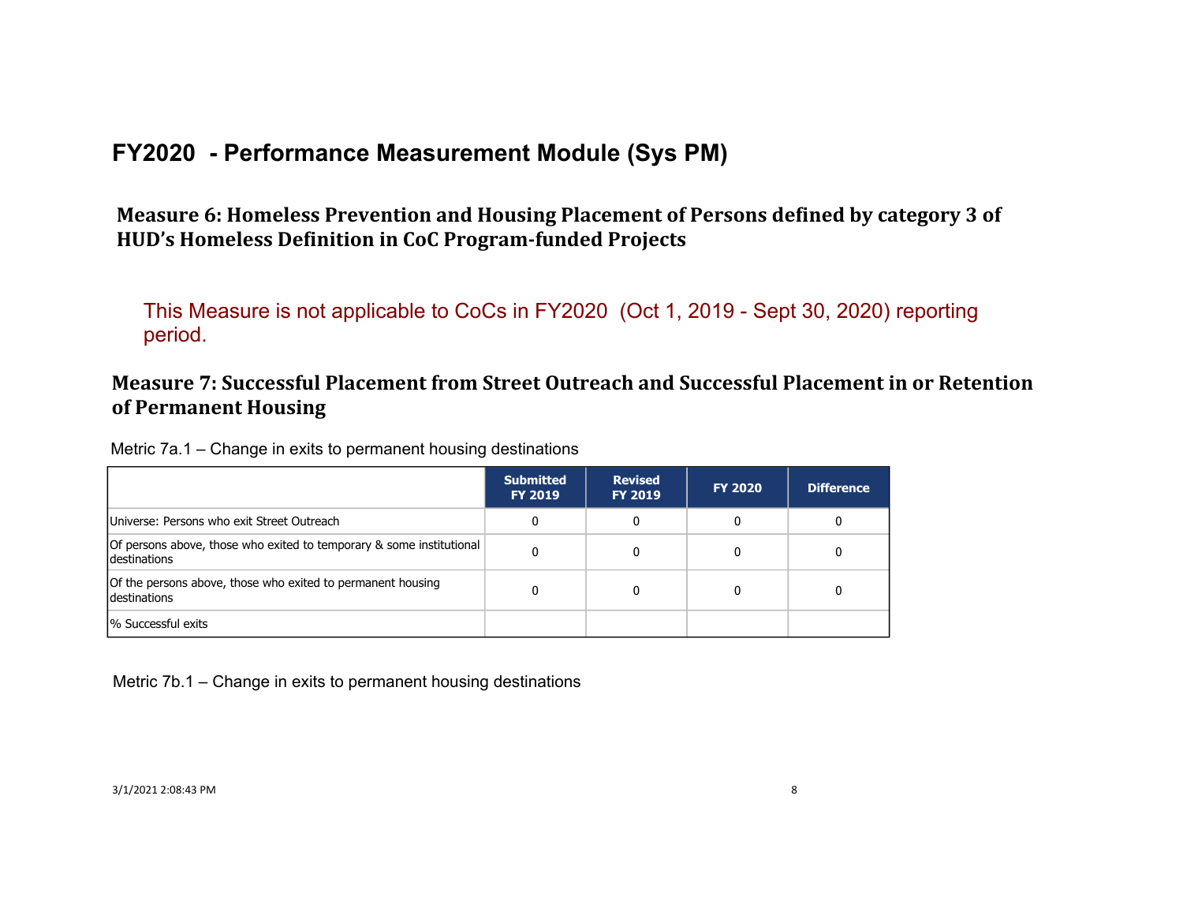# FY2020 - Performance Measurement Module (Sys PM)

## Measure 6: Homeless Prevention and Housing Placement of Persons defined by category 3 of HUD's Homeless Definition in CoC Program-funded Projects

This Measure is not applicable to CoCs in FY2020 (Oct 1, 2019 - Sept 30, 2020) reporting period.

## Measure 7: Successful Placement from Street Outreach and Successful Placement in or Retention of Permanent Housing

Metric 7a.1 – Change in exits to permanent housing destinations

| | Submitted FY 2019 | Revised FY 2019 | FY 2020 | Difference |
|---|---|---|---|---|
| Universe: Persons who exit Street Outreach | 0 | 0 | 0 | 0 |
| Of persons above, those who exited to temporary & some institutional destinations | 0 | 0 | 0 | 0 |
| Of the persons above, those who exited to permanent housing destinations | 0 | 0 | 0 | 0 |
| % Successful exits | | | | |

Metric 7b.1 – Change in exits to permanent housing destinations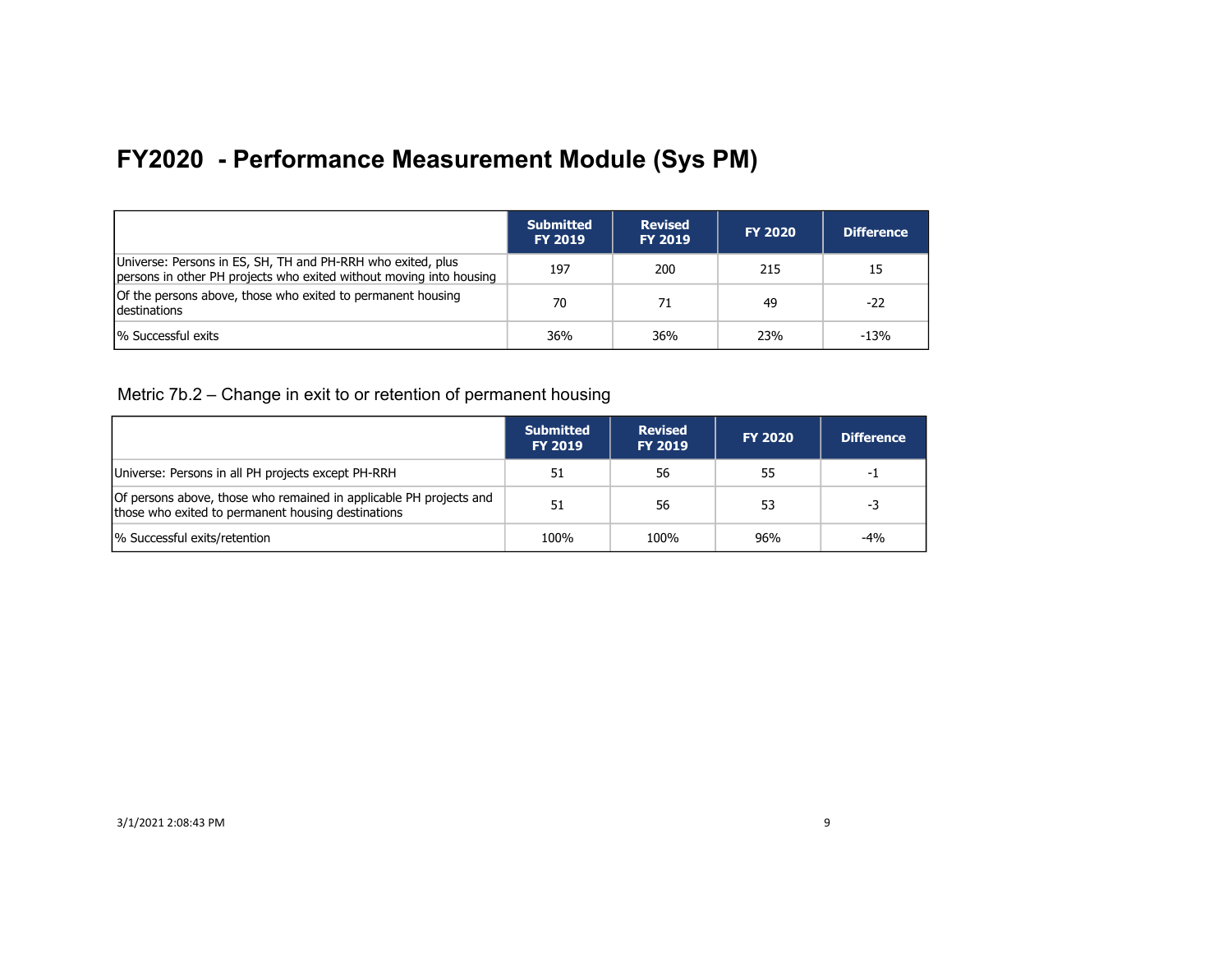# FY2020 - Performance Measurement Module (Sys PM)

| | Submitted FY 2019 | Revised FY 2019 | FY 2020 | Difference |
|---|---|---|---|---|
| Universe: Persons in ES, SH, TH and PH-RRH who exited, plus persons in other PH projects who exited without moving into housing | 197 | 200 | 215 | 15 |
| Of the persons above, those who exited to permanent housing destinations | 70 | 71 | 49 | -22 |
| % Successful exits | 36% | 36% | 23% | -13% |

Metric 7b.2 – Change in exit to or retention of permanent housing

| | Submitted FY 2019 | Revised FY 2019 | FY 2020 | Difference |
|---|---|---|---|---|
| Universe: Persons in all PH projects except PH-RRH | 51 | 56 | 55 | -1 |
| Of persons above, those who remained in applicable PH projects and those who exited to permanent housing destinations | 51 | 56 | 53 | -3 |
| % Successful exits/retention | 100% | 100% | 96% | -4% |

3/1/2021 2:08:43 PM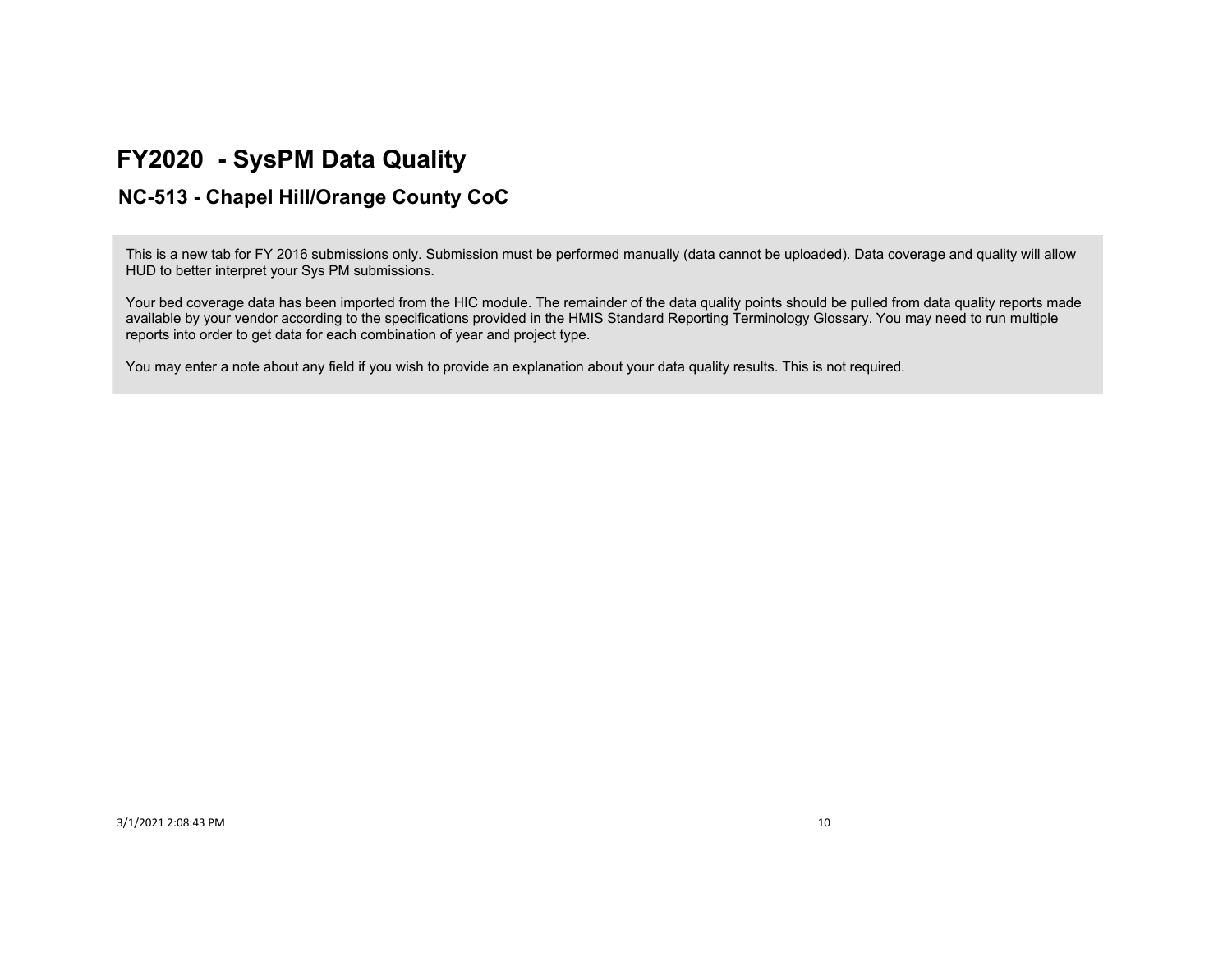# FY2020 - SysPM Data Quality

## NC-513 - Chapel Hill/Orange County CoC

This is a new tab for FY 2016 submissions only. Submission must be performed manually (data cannot be uploaded). Data coverage and quality will allow HUD to better interpret your Sys PM submissions.

Your bed coverage data has been imported from the HIC module. The remainder of the data quality points should be pulled from data quality reports made available by your vendor according to the specifications provided in the HMIS Standard Reporting Terminology Glossary. You may need to run multiple reports into order to get data for each combination of year and project type.

You may enter a note about any field if you wish to provide an explanation about your data quality results. This is not required.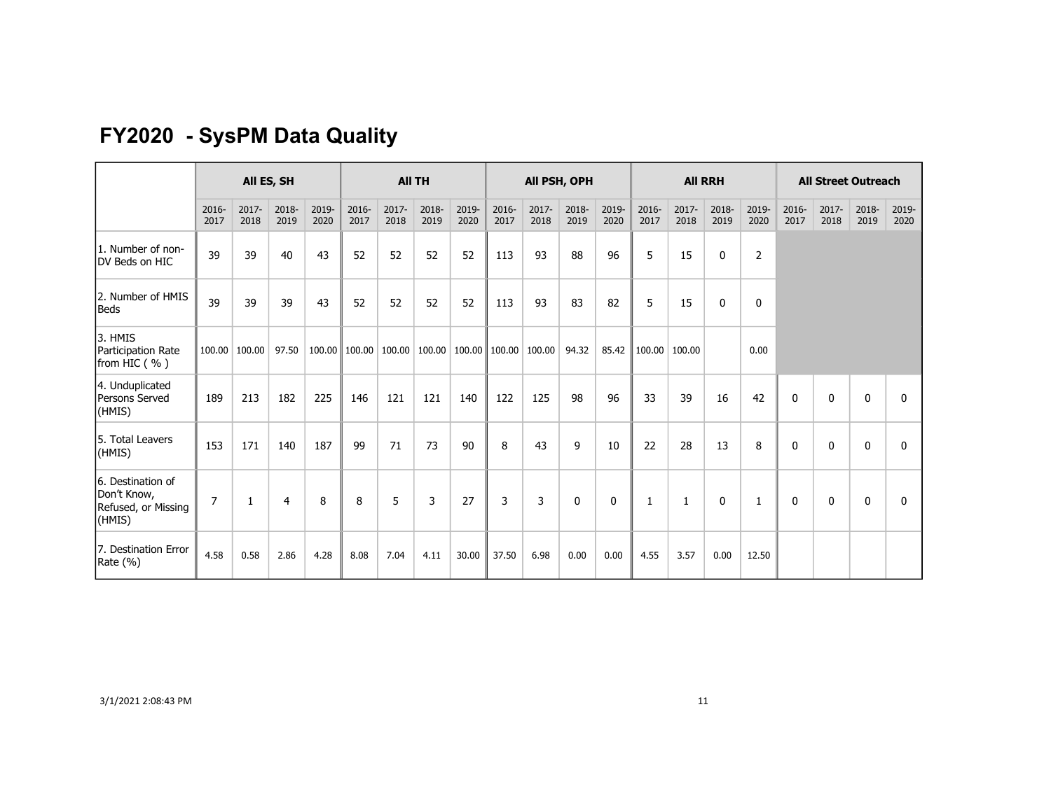# FY2020 - SysPM Data Quality

| | All ES, SH | | | | All TH | | | | All PSH, OPH | | | | All RRH | | | | All Street Outreach | | | |
|---|---|---|---|---|---|---|---|---|---|---|---|---|---|---|---|---|---|---|---|---|
| | 2016-2017 | 2017-2018 | 2018-2019 | 2019-2020 | 2016-2017 | 2017-2018 | 2018-2019 | 2019-2020 | 2016-2017 | 2017-2018 | 2018-2019 | 2019-2020 | 2016-2017 | 2017-2018 | 2018-2019 | 2019-2020 | 2016-2017 | 2017-2018 | 2018-2019 | 2019-2020 |
| 1. Number of non-DV Beds on HIC | 39 | 39 | 40 | 43 | 52 | 52 | 52 | 52 | 113 | 93 | 88 | 96 | 5 | 15 | 0 | 2 | | | | |
| 2. Number of HMIS Beds | 39 | 39 | 39 | 43 | 52 | 52 | 52 | 52 | 113 | 93 | 83 | 82 | 5 | 15 | 0 | 0 | | | | |
| 3. HMIS Participation Rate from HIC ( % ) | 100.00 | 100.00 | 97.50 | 100.00 | 100.00 | 100.00 | 100.00 | 100.00 | 100.00 | 100.00 | 94.32 | 85.42 | 100.00 | 100.00 | | 0.00 | | | | |
| 4. Unduplicated Persons Served (HMIS) | 189 | 213 | 182 | 225 | 146 | 121 | 121 | 140 | 122 | 125 | 98 | 96 | 33 | 39 | 16 | 42 | 0 | 0 | 0 | 0 |
| 5. Total Leavers (HMIS) | 153 | 171 | 140 | 187 | 99 | 71 | 73 | 90 | 8 | 43 | 9 | 10 | 22 | 28 | 13 | 8 | 0 | 0 | 0 | 0 |
| 6. Destination of Don't Know, Refused, or Missing (HMIS) | 7 | 1 | 4 | 8 | 8 | 5 | 3 | 27 | 3 | 3 | 0 | 0 | 1 | 1 | 0 | 1 | 0 | 0 | 0 | 0 |
| 7. Destination Error Rate (%) | 4.58 | 0.58 | 2.86 | 4.28 | 8.08 | 7.04 | 4.11 | 30.00 | 37.50 | 6.98 | 0.00 | 0.00 | 4.55 | 3.57 | 0.00 | 12.50 | | | | |

3/1/2021 2:08:43 PM